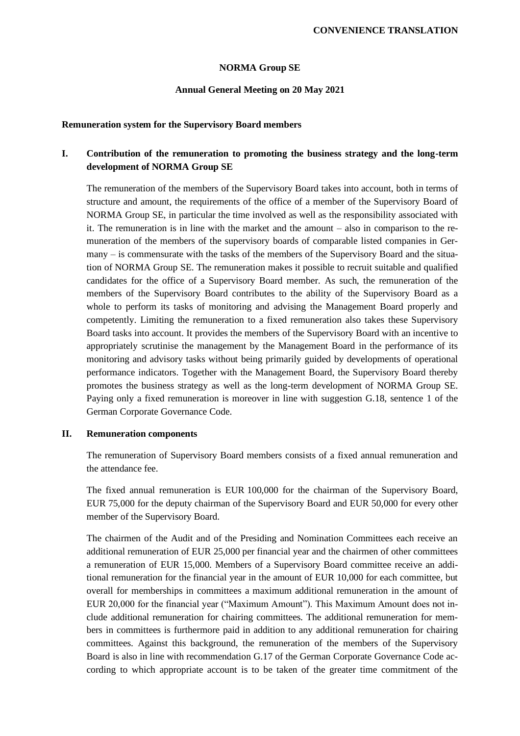**CONVENIENCE TRANSLATION**

**NORMA Group SE**

**Annual General Meeting on 20 May 2021**

**Remuneration system for the Supervisory Board members**

## I. Contribution of the remuneration to promoting the business strategy and the long-term development of NORMA Group SE

The remuneration of the members of the Supervisory Board takes into account, both in terms of structure and amount, the requirements of the office of a member of the Supervisory Board of NORMA Group SE, in particular the time involved as well as the responsibility associated with it. The remuneration is in line with the market and the amount – also in comparison to the remuneration of the members of the supervisory boards of comparable listed companies in Germany – is commensurate with the tasks of the members of the Supervisory Board and the situation of NORMA Group SE. The remuneration makes it possible to recruit suitable and qualified candidates for the office of a Supervisory Board member. As such, the remuneration of the members of the Supervisory Board contributes to the ability of the Supervisory Board as a whole to perform its tasks of monitoring and advising the Management Board properly and competently. Limiting the remuneration to a fixed remuneration also takes these Supervisory Board tasks into account. It provides the members of the Supervisory Board with an incentive to appropriately scrutinise the management by the Management Board in the performance of its monitoring and advisory tasks without being primarily guided by developments of operational performance indicators. Together with the Management Board, the Supervisory Board thereby promotes the business strategy as well as the long-term development of NORMA Group SE. Paying only a fixed remuneration is moreover in line with suggestion G.18, sentence 1 of the German Corporate Governance Code.

## II. Remuneration components

The remuneration of Supervisory Board members consists of a fixed annual remuneration and the attendance fee.

The fixed annual remuneration is EUR 100,000 for the chairman of the Supervisory Board, EUR 75,000 for the deputy chairman of the Supervisory Board and EUR 50,000 for every other member of the Supervisory Board.

The chairmen of the Audit and of the Presiding and Nomination Committees each receive an additional remuneration of EUR 25,000 per financial year and the chairmen of other committees a remuneration of EUR 15,000. Members of a Supervisory Board committee receive an additional remuneration for the financial year in the amount of EUR 10,000 for each committee, but overall for memberships in committees a maximum additional remuneration in the amount of EUR 20,000 for the financial year ("Maximum Amount"). This Maximum Amount does not include additional remuneration for chairing committees. The additional remuneration for members in committees is furthermore paid in addition to any additional remuneration for chairing committees. Against this background, the remuneration of the members of the Supervisory Board is also in line with recommendation G.17 of the German Corporate Governance Code according to which appropriate account is to be taken of the greater time commitment of the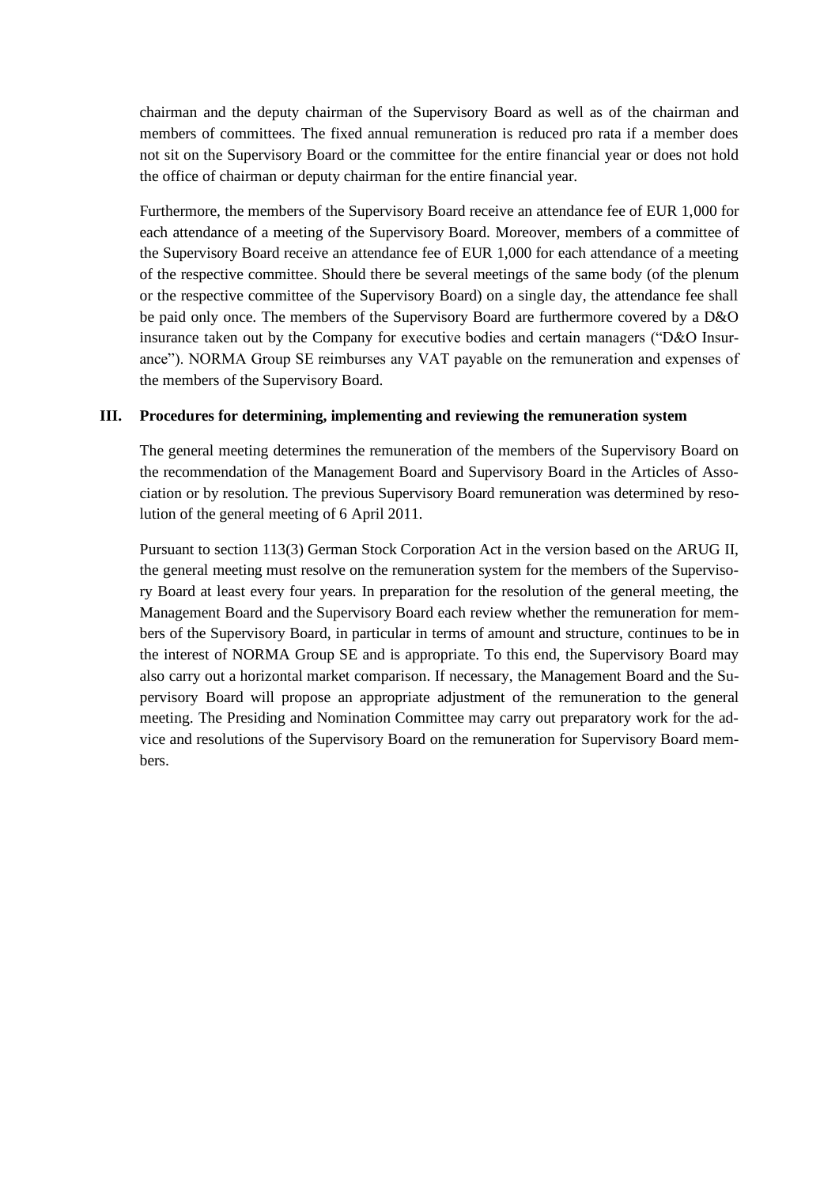chairman and the deputy chairman of the Supervisory Board as well as of the chairman and members of committees. The fixed annual remuneration is reduced pro rata if a member does not sit on the Supervisory Board or the committee for the entire financial year or does not hold the office of chairman or deputy chairman for the entire financial year.

Furthermore, the members of the Supervisory Board receive an attendance fee of EUR 1,000 for each attendance of a meeting of the Supervisory Board. Moreover, members of a committee of the Supervisory Board receive an attendance fee of EUR 1,000 for each attendance of a meeting of the respective committee. Should there be several meetings of the same body (of the plenum or the respective committee of the Supervisory Board) on a single day, the attendance fee shall be paid only once. The members of the Supervisory Board are furthermore covered by a D&O insurance taken out by the Company for executive bodies and certain managers ("D&O Insurance"). NORMA Group SE reimburses any VAT payable on the remuneration and expenses of the members of the Supervisory Board.

## III. Procedures for determining, implementing and reviewing the remuneration system

The general meeting determines the remuneration of the members of the Supervisory Board on the recommendation of the Management Board and Supervisory Board in the Articles of Association or by resolution. The previous Supervisory Board remuneration was determined by resolution of the general meeting of 6 April 2011.

Pursuant to section 113(3) German Stock Corporation Act in the version based on the ARUG II, the general meeting must resolve on the remuneration system for the members of the Supervisory Board at least every four years. In preparation for the resolution of the general meeting, the Management Board and the Supervisory Board each review whether the remuneration for members of the Supervisory Board, in particular in terms of amount and structure, continues to be in the interest of NORMA Group SE and is appropriate. To this end, the Supervisory Board may also carry out a horizontal market comparison. If necessary, the Management Board and the Supervisory Board will propose an appropriate adjustment of the remuneration to the general meeting. The Presiding and Nomination Committee may carry out preparatory work for the advice and resolutions of the Supervisory Board on the remuneration for Supervisory Board members.